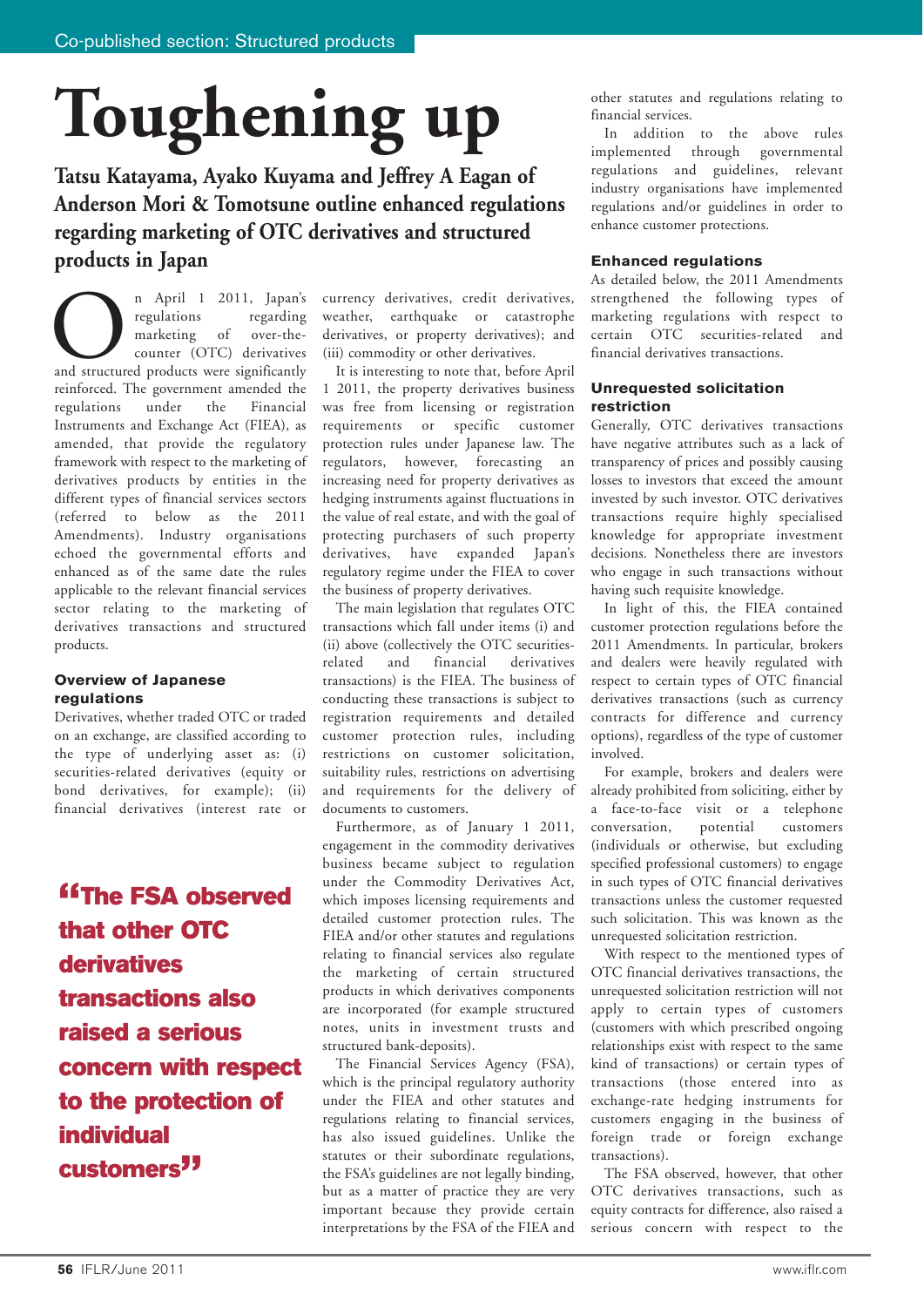# Toughening up

**Tatsu Katayama, Ayako Kuyama and Jeffrey A Eagan of Anderson Mori & Tomotsune outline enhanced regulations regarding marketing of OTC derivatives and structured products in Japan**

On April 1 2011, Japan's regulations regarding marketing of over-the-counter (OTC) derivatives and structured products were significantly reinforced. The government amended the regulations under the Financial Instruments and Exchange Act (FIEA), as amended, that provide the regulatory framework with respect to the marketing of derivatives products by entities in the different types of financial services sectors (referred to below as the 2011 Amendments). Industry organisations echoed the governmental efforts and enhanced as of the same date the rules applicable to the relevant financial services sector relating to the marketing of derivatives transactions and structured products.

## Overview of Japanese regulations

Derivatives, whether traded OTC or traded on an exchange, are classified according to the type of underlying asset as: (i) securities-related derivatives (equity or bond derivatives, for example); (ii) financial derivatives (interest rate or currency derivatives, credit derivatives, weather, earthquake or catastrophe derivatives, or property derivatives); and (iii) commodity or other derivatives.

It is interesting to note that, before April 1 2011, the property derivatives business was free from licensing or registration requirements or specific customer protection rules under Japanese law. The regulators, however, forecasting an increasing need for property derivatives as hedging instruments against fluctuations in the value of real estate, and with the goal of protecting purchasers of such property derivatives, have expanded Japan's regulatory regime under the FIEA to cover the business of property derivatives.

The main legislation that regulates OTC transactions which fall under items (i) and (ii) above (collectively the OTC securities-related and financial derivatives transactions) is the FIEA. The business of conducting these transactions is subject to registration requirements and detailed customer protection rules, including restrictions on customer solicitation, suitability rules, restrictions on advertising and requirements for the delivery of documents to customers.

Furthermore, as of January 1 2011, engagement in the commodity derivatives business became subject to regulation under the Commodity Derivatives Act, which imposes licensing requirements and detailed customer protection rules. The FIEA and/or other statutes and regulations relating to financial services also regulate the marketing of certain structured products in which derivatives components are incorporated (for example structured notes, units in investment trusts and structured bank-deposits).

The Financial Services Agency (FSA), which is the principal regulatory authority under the FIEA and other statutes and regulations relating to financial services, has also issued guidelines. Unlike the statutes or their subordinate regulations, the FSA's guidelines are not legally binding, but as a matter of practice they are very important because they provide certain interpretations by the FSA of the FIEA and other statutes and regulations relating to financial services.

In addition to the above rules implemented through governmental regulations and guidelines, relevant industry organisations have implemented regulations and/or guidelines in order to enhance customer protections.

> "The FSA observed that other OTC derivatives transactions also raised a serious concern with respect to the protection of individual customers"

## Enhanced regulations

As detailed below, the 2011 Amendments strengthened the following types of marketing regulations with respect to certain OTC securities-related and financial derivatives transactions.

### Unrequested solicitation restriction

Generally, OTC derivatives transactions have negative attributes such as a lack of transparency of prices and possibly causing losses to investors that exceed the amount invested by such investor. OTC derivatives transactions require highly specialised knowledge for appropriate investment decisions. Nonetheless there are investors who engage in such transactions without having such requisite knowledge.

In light of this, the FIEA contained customer protection regulations before the 2011 Amendments. In particular, brokers and dealers were heavily regulated with respect to certain types of OTC financial derivatives transactions (such as currency contracts for difference and currency options), regardless of the type of customer involved.

For example, brokers and dealers were already prohibited from soliciting, either by a face-to-face visit or a telephone conversation, potential customers (individuals or otherwise, but excluding specified professional customers) to engage in such types of OTC financial derivatives transactions unless the customer requested such solicitation. This was known as the unrequested solicitation restriction.

With respect to the mentioned types of OTC financial derivatives transactions, the unrequested solicitation restriction will not apply to certain types of customers (customers with which prescribed ongoing relationships exist with respect to the same kind of transactions) or certain types of transactions (those entered into as exchange-rate hedging instruments for customers engaging in the business of foreign trade or foreign exchange transactions).

The FSA observed, however, that other OTC derivatives transactions, such as equity contracts for difference, also raised a serious concern with respect to the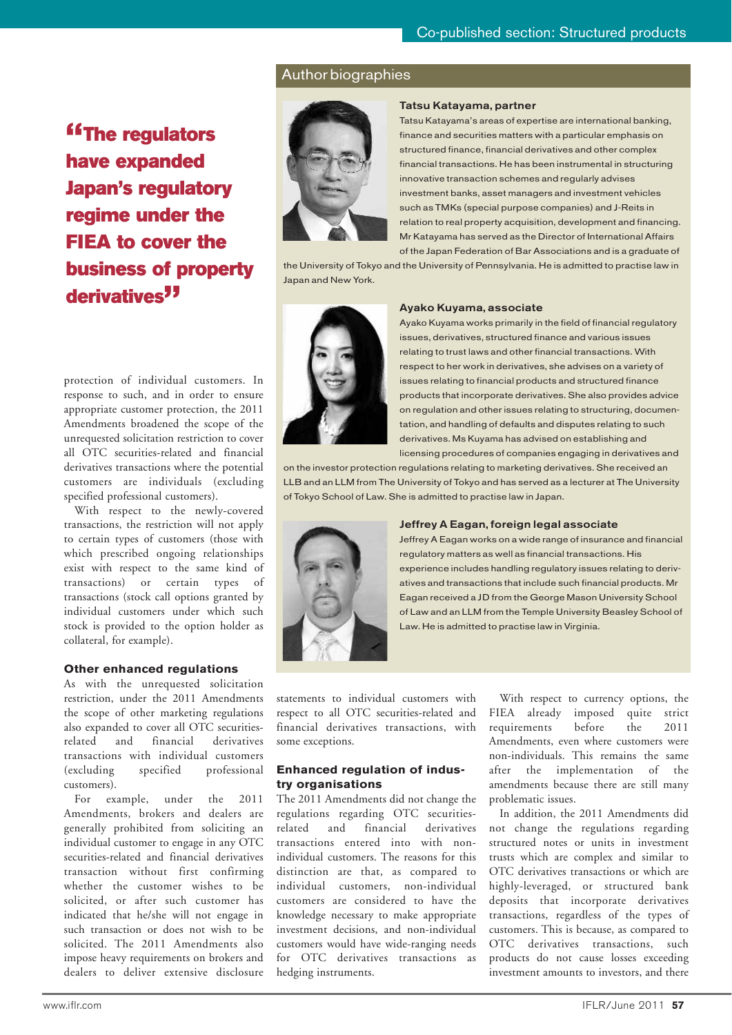> "The regulators have expanded Japan's regulatory regime under the FIEA to cover the business of property derivatives"

## Author biographies

**Tatsu Katayama, partner**

Tatsu Katayama's areas of expertise are international banking, finance and securities matters with a particular emphasis on structured finance, financial derivatives and other complex financial transactions. He has been instrumental in structuring innovative transaction schemes and regularly advises investment banks, asset managers and investment vehicles such as TMKs (special purpose companies) and J-Reits in relation to real property acquisition, development and financing. Mr Katayama has served as the Director of International Affairs of the Japan Federation of Bar Associations and is a graduate of the University of Tokyo and the University of Pennsylvania. He is admitted to practise law in Japan and New York.

**Ayako Kuyama, associate**

Ayako Kuyama works primarily in the field of financial regulatory issues, derivatives, structured finance and various issues relating to trust laws and other financial transactions. With respect to her work in derivatives, she advises on a variety of issues relating to financial products and structured finance products that incorporate derivatives. She also provides advice on regulation and other issues relating to structuring, documentation, and handling of defaults and disputes relating to such derivatives. Ms Kuyama has advised on establishing and licensing procedures of companies engaging in derivatives and on the investor protection regulations relating to marketing derivatives. She received an LLB and an LLM from The University of Tokyo and has served as a lecturer at The University of Tokyo School of Law. She is admitted to practise law in Japan.

**Jeffrey A Eagan, foreign legal associate**

Jeffrey A Eagan works on a wide range of insurance and financial regulatory matters as well as financial transactions. His experience includes handling regulatory issues relating to derivatives and transactions that include such financial products. Mr Eagan received a JD from the George Mason University School of Law and an LLM from the Temple University Beasley School of Law. He is admitted to practise law in Virginia.

protection of individual customers. In response to such, and in order to ensure appropriate customer protection, the 2011 Amendments broadened the scope of the unrequested solicitation restriction to cover all OTC securities-related and financial derivatives transactions where the customers are individuals (excluding specified professional customers).

With respect to the newly-covered transactions, the restriction will not apply to certain types of customers (those with which prescribed ongoing relationships exist with respect to the same kind of transactions) or certain types of transactions (stock call options granted by individual customers under which such stock is provided to the option holder as collateral, for example).

### Other enhanced regulations

As with the unrequested solicitation restriction, under the 2011 Amendments the scope of other marketing regulations also expanded to cover all OTC securities-related and financial derivatives transactions with individual customers (excluding specified professional customers).

For example, under the 2011 Amendments, brokers and dealers are generally prohibited from soliciting an individual customer to engage in any OTC securities-related and financial derivatives transaction without first confirming whether the customer wishes to be solicited, or after such customer has indicated that he/she will not engage in such transaction or does not wish to be solicited. The 2011 Amendments also impose heavy requirements on brokers and dealers to deliver extensive disclosure statements to individual customers with respect to all OTC securities-related and financial derivatives transactions, with some exceptions.

### Enhanced regulation of industry organisations

The 2011 Amendments did not change the regulations regarding OTC securities-related and financial derivatives transactions entered into with non-individual customers. The reasons for this distinction are that, as compared to individual customers, non-individual customers are considered to have the knowledge necessary to make appropriate investment decisions, and non-individual customers would have wide-ranging needs for OTC derivatives transactions as hedging instruments.

With respect to currency options, the FIEA already imposed quite strict requirements before the 2011 Amendments, even where customers were non-individuals. This remains the same after the implementation of the amendments because there are still many problematic issues.

In addition, the 2011 Amendments did not change the regulations regarding structured notes or units in investment trusts which are complex and similar to OTC derivatives transactions or which are highly-leveraged, or structured bank deposits that incorporate derivatives transactions, regardless of the types of customers. This is because, as compared to OTC derivatives transactions, such products do not cause losses exceeding investment amounts to investors, and there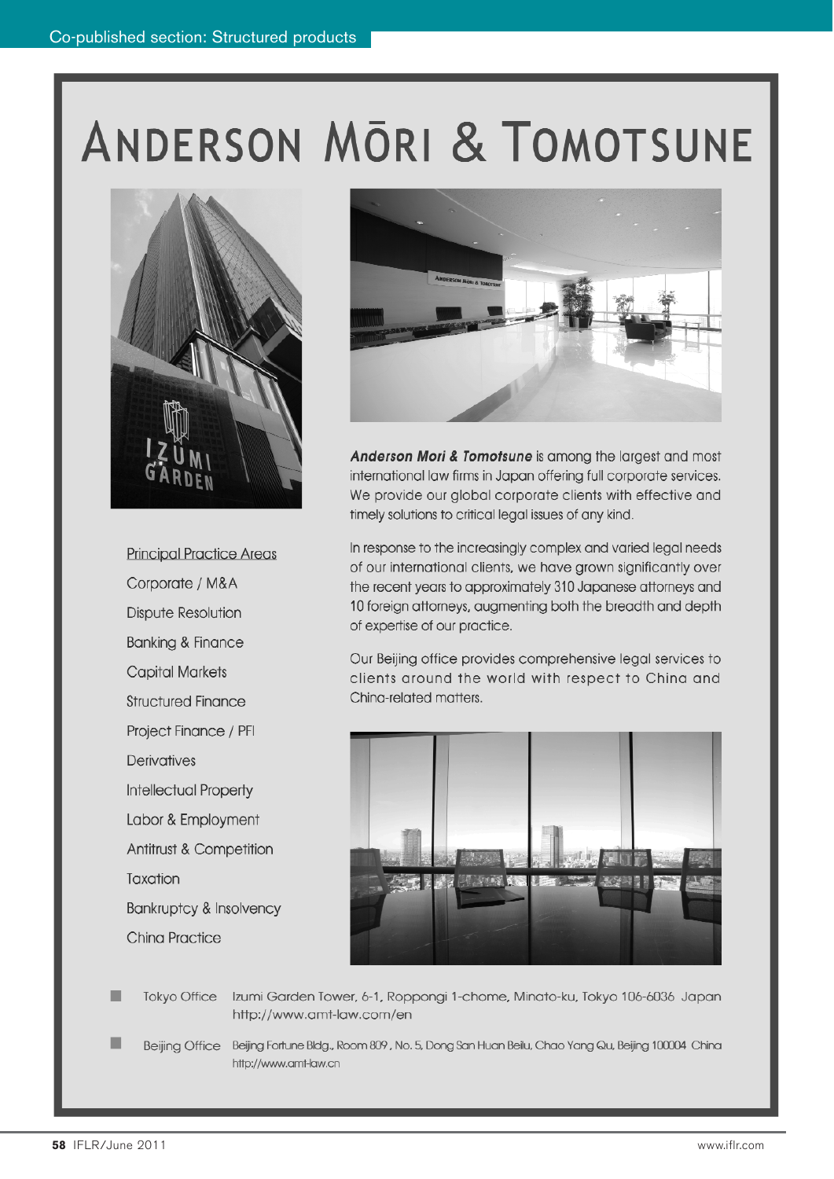# ANDERSON MŌRI & TOMOTSUNE

Principal Practice Areas

- Corporate / M&A
- Dispute Resolution
- Banking & Finance
- Capital Markets
- Structured Finance
- Project Finance / PFI
- Derivatives
- Intellectual Property
- Labor & Employment
- Antitrust & Competition
- Taxation
- Bankruptcy & Insolvency
- China Practice

***Anderson Mori & Tomotsune*** is among the largest and most international law firms in Japan offering full corporate services. We provide our global corporate clients with effective and timely solutions to critical legal issues of any kind.

In response to the increasingly complex and varied legal needs of our international clients, we have grown significantly over the recent years to approximately 310 Japanese attorneys and 10 foreign attorneys, augmenting both the breadth and depth of expertise of our practice.

Our Beijing office provides comprehensive legal services to clients around the world with respect to China and China-related matters.

- Tokyo Office — Izumi Garden Tower, 6-1, Roppongi 1-chome, Minato-ku, Tokyo 106-6036 Japan  
  http://www.amt-law.com/en
- Beijing Office — Beijing Fortune Bldg., Room 809, No. 5, Dong San Huan Beilu, Chao Yang Qu, Beijing 100004 China  
  http://www.amt-law.cn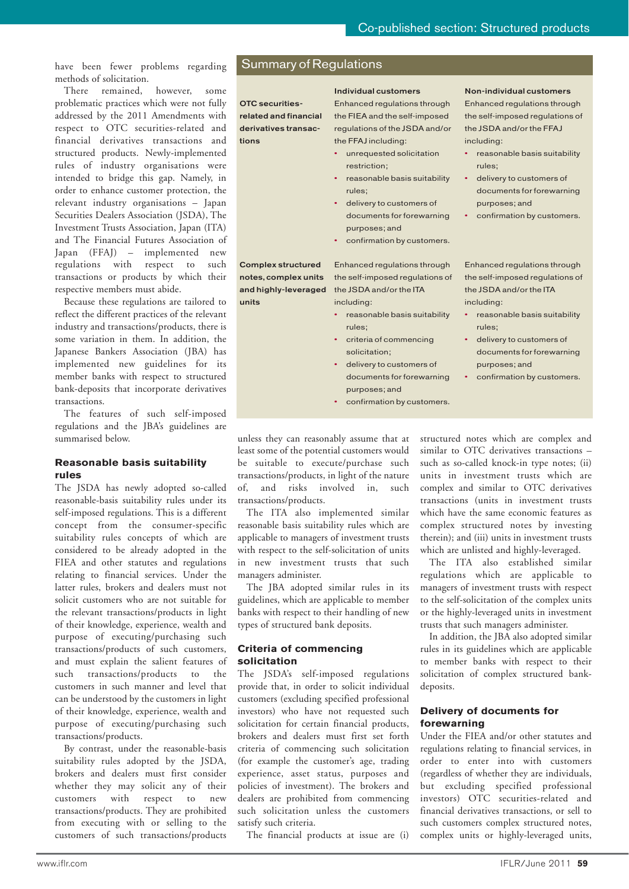have been fewer problems regarding methods of solicitation.

There remained, however, some problematic practices which were not fully addressed by the 2011 Amendments with respect to OTC securities-related and financial derivatives transactions and structured products. Newly-implemented rules of industry organisations were intended to bridge this gap. Namely, in order to enhance customer protection, the relevant industry organisations – Japan Securities Dealers Association (JSDA), The Investment Trusts Association, Japan (ITA) and The Financial Futures Association of Japan (FFAJ) – implemented new regulations with respect to such transactions or products by which their respective members must abide.

Because these regulations are tailored to reflect the different practices of the relevant industry and transactions/products, there is some variation in them. In addition, the Japanese Bankers Association (JBA) has implemented new guidelines for its member banks with respect to structured bank-deposits that incorporate derivatives transactions.

The features of such self-imposed regulations and the JBA's guidelines are summarised below.

## Summary of Regulations

| | Individual customers | Non-individual customers |
|---|---|---|
| **OTC securities-related and financial derivatives transactions** | Enhanced regulations through the FIEA and the self-imposed regulations of the JSDA and/or the FFAJ including:<br>• unrequested solicitation restriction;<br>• reasonable basis suitability rules;<br>• delivery to customers of documents for forewarning purposes; and<br>• confirmation by customers. | Enhanced regulations through the self-imposed regulations of the JSDA and/or the FFAJ including:<br>• reasonable basis suitability rules;<br>• delivery to customers of documents for forewarning purposes; and<br>• confirmation by customers. |
| **Complex structured notes, complex units and highly-leveraged units** | Enhanced regulations through the self-imposed regulations of the JSDA and/or the ITA including:<br>• reasonable basis suitability rules;<br>• criteria of commencing solicitation;<br>• delivery to customers of documents for forewarning purposes; and<br>• confirmation by customers. | Enhanced regulations through the self-imposed regulations of the JSDA and/or the ITA including:<br>• reasonable basis suitability rules;<br>• delivery to customers of documents for forewarning purposes; and<br>• confirmation by customers. |

### Reasonable basis suitability rules

The JSDA has newly adopted so-called reasonable-basis suitability rules under its self-imposed regulations. This is a different concept from the consumer-specific suitability rules concepts of which are considered to be already adopted in the FIEA and other statutes and regulations relating to financial services. Under the latter rules, brokers and dealers must not solicit customers who are not suitable for the relevant transactions/products in light of their knowledge, experience, wealth and purpose of executing/purchasing such transactions/products of such customers, and must explain the salient features of such transactions/products to the customers in such manner and level that can be understood by the customers in light of their knowledge, experience, wealth and purpose of executing/purchasing such transactions/products.

By contrast, under the reasonable-basis suitability rules adopted by the JSDA, brokers and dealers must first consider whether they may solicit any of their customers with respect to new transactions/products. They are prohibited from executing with or selling to the customers of such transactions/products unless they can reasonably assume that at least some of the potential customers would be suitable to execute/purchase such transactions/products, in light of the nature of, and risks involved in, such transactions/products.

The ITA also implemented similar reasonable basis suitability rules which are applicable to managers of investment trusts with respect to the self-solicitation of units in new investment trusts that such managers administer.

The JBA adopted similar rules in its guidelines, which are applicable to member banks with respect to their handling of new types of structured bank deposits.

### Criteria of commencing solicitation

The JSDA's self-imposed regulations provide that, in order to solicit individual customers (excluding specified professional investors) who have not requested such solicitation for certain financial products, brokers and dealers must first set forth criteria of commencing such solicitation (for example the customer's age, trading experience, asset status, purposes and policies of investment). The brokers and dealers are prohibited from commencing such solicitation unless the customers satisfy such criteria.

The financial products at issue are (i) structured notes which are complex and similar to OTC derivatives transactions – such as so-called knock-in type notes; (ii) units in investment trusts which are complex and similar to OTC derivatives transactions (units in investment trusts which have the same economic features as complex structured notes by investing therein); and (iii) units in investment trusts which are unlisted and highly-leveraged.

The ITA also established similar regulations which are applicable to managers of investment trusts with respect to the self-solicitation of the complex units or the highly-leveraged units in investment trusts that such managers administer.

In addition, the JBA also adopted similar rules in its guidelines which are applicable to member banks with respect to their solicitation of complex structured bank-deposits.

### Delivery of documents for forewarning

Under the FIEA and/or other statutes and regulations relating to financial services, in order to enter into with customers (regardless of whether they are individuals, but excluding specified professional investors) OTC securities-related and financial derivatives transactions, or sell to such customers complex structured notes, complex units or highly-leveraged units,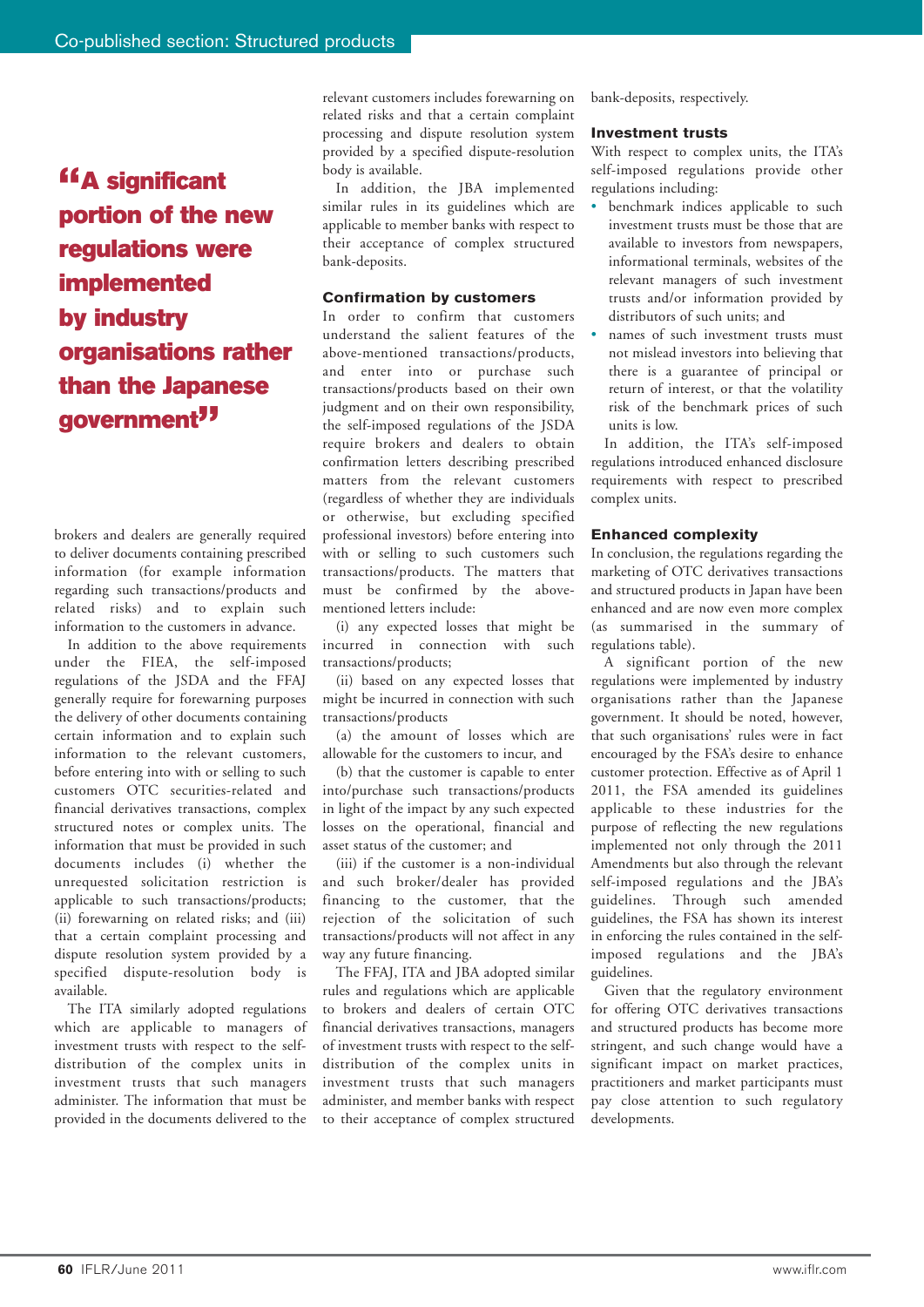> "A significant portion of the new regulations were implemented by industry organisations rather than the Japanese government"

brokers and dealers are generally required to deliver documents containing prescribed information (for example information regarding such transactions/products and related risks) and to explain such information to the customers in advance.

In addition to the above requirements under the FIEA, the self-imposed regulations of the JSDA and the FFAJ generally require for forewarning purposes the delivery of other documents containing certain information and to explain such information to the relevant customers, before entering into with or selling to such customers OTC securities-related and financial derivatives transactions, complex structured notes or complex units. The information that must be provided in such documents includes (i) whether the unrequested solicitation restriction is applicable to such transactions/products; (ii) forewarning on related risks; and (iii) that a certain complaint processing and dispute resolution system provided by a specified dispute-resolution body is available.

The ITA similarly adopted regulations which are applicable to managers of investment trusts with respect to the self-distribution of the complex units in investment trusts that such managers administer. The information that must be provided in the documents delivered to the relevant customers includes forewarning on related risks and that a certain complaint processing and dispute resolution system provided by a specified dispute-resolution body is available.

In addition, the JBA implemented similar rules in its guidelines which are applicable to member banks with respect to their acceptance of complex structured bank-deposits.

### Confirmation by customers

In order to confirm that customers understand the salient features of the above-mentioned transactions/products, and enter into or purchase such transactions/products based on their own judgment and on their own responsibility, the self-imposed regulations of the JSDA require brokers and dealers to obtain confirmation letters describing prescribed matters from the relevant customers (regardless of whether they are individuals or otherwise, but excluding specified professional investors) before entering into with or selling to such customers such transactions/products. The matters that must be confirmed by the above-mentioned letters include:

(i) any expected losses that might be incurred in connection with such transactions/products;

(ii) based on any expected losses that might be incurred in connection with such transactions/products

(a) the amount of losses which are allowable for the customers to incur, and

(b) that the customer is capable to enter into/purchase such transactions/products in light of the impact by any such expected losses on the operational, financial and asset status of the customer; and

(iii) if the customer is a non-individual and such broker/dealer has provided financing to the customer, that the rejection of the solicitation of such transactions/products will not affect in any way any future financing.

The FFAJ, ITA and JBA adopted similar rules and regulations which are applicable to brokers and dealers of certain OTC financial derivatives transactions, managers of investment trusts with respect to the self-distribution of the complex units in investment trusts that such managers administer, and member banks with respect to their acceptance of complex structured bank-deposits, respectively.

### Investment trusts

With respect to complex units, the ITA's self-imposed regulations provide other regulations including:

- benchmark indices applicable to such investment trusts must be those that are available to investors from newspapers, informational terminals, websites of the relevant managers of such investment trusts and/or information provided by distributors of such units; and
- names of such investment trusts must not mislead investors into believing that there is a guarantee of principal or return of interest, or that the volatility risk of the benchmark prices of such units is low.

In addition, the ITA's self-imposed regulations introduced enhanced disclosure requirements with respect to prescribed complex units.

### Enhanced complexity

In conclusion, the regulations regarding the marketing of OTC derivatives transactions and structured products in Japan have been enhanced and are now even more complex (as summarised in the summary of regulations table).

A significant portion of the new regulations were implemented by industry organisations rather than the Japanese government. It should be noted, however, that such organisations' rules were in fact encouraged by the FSA's desire to enhance customer protection. Effective as of April 1 2011, the FSA amended its guidelines applicable to these industries for the purpose of reflecting the new regulations implemented not only through the 2011 Amendments but also through the relevant self-imposed regulations and the JBA's guidelines. Through such amended guidelines, the FSA has shown its interest in enforcing the rules contained in the self-imposed regulations and the JBA's guidelines.

Given that the regulatory environment for offering OTC derivatives transactions and structured products has become more stringent, and such change would have a significant impact on market practices, practitioners and market participants must pay close attention to such regulatory developments.